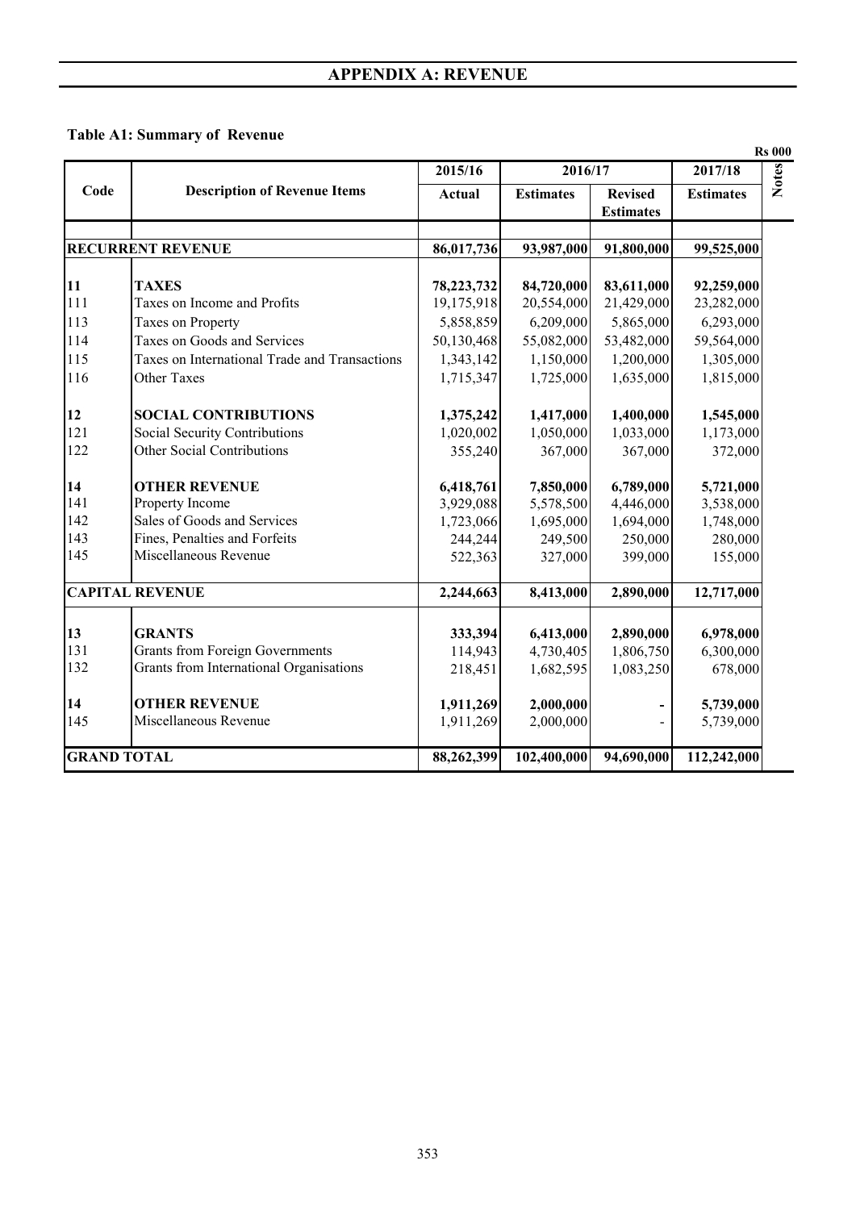# APPENDIX A: REVENUE

## Table A1: Summary of Revenue

Rs 000

| Code | Description of Revenue Items | 2015/16 | 2016/17 | | 2017/18 | Notes |
|---|---|---|---|---|---|---|
| | | Actual | Estimates | Revised Estimates | Estimates | |
| **RECURRENT REVENUE** | | **86,017,736** | **93,987,000** | **91,800,000** | **99,525,000** | |
| **11** | **TAXES** | **78,223,732** | **84,720,000** | **83,611,000** | **92,259,000** | |
| 111 | Taxes on Income and Profits | 19,175,918 | 20,554,000 | 21,429,000 | 23,282,000 | |
| 113 | Taxes on Property | 5,858,859 | 6,209,000 | 5,865,000 | 6,293,000 | |
| 114 | Taxes on Goods and Services | 50,130,468 | 55,082,000 | 53,482,000 | 59,564,000 | |
| 115 | Taxes on International Trade and Transactions | 1,343,142 | 1,150,000 | 1,200,000 | 1,305,000 | |
| 116 | Other Taxes | 1,715,347 | 1,725,000 | 1,635,000 | 1,815,000 | |
| **12** | **SOCIAL CONTRIBUTIONS** | **1,375,242** | **1,417,000** | **1,400,000** | **1,545,000** | |
| 121 | Social Security Contributions | 1,020,002 | 1,050,000 | 1,033,000 | 1,173,000 | |
| 122 | Other Social Contributions | 355,240 | 367,000 | 367,000 | 372,000 | |
| **14** | **OTHER REVENUE** | **6,418,761** | **7,850,000** | **6,789,000** | **5,721,000** | |
| 141 | Property Income | 3,929,088 | 5,578,500 | 4,446,000 | 3,538,000 | |
| 142 | Sales of Goods and Services | 1,723,066 | 1,695,000 | 1,694,000 | 1,748,000 | |
| 143 | Fines, Penalties and Forfeits | 244,244 | 249,500 | 250,000 | 280,000 | |
| 145 | Miscellaneous Revenue | 522,363 | 327,000 | 399,000 | 155,000 | |
| **CAPITAL REVENUE** | | **2,244,663** | **8,413,000** | **2,890,000** | **12,717,000** | |
| **13** | **GRANTS** | **333,394** | **6,413,000** | **2,890,000** | **6,978,000** | |
| 131 | Grants from Foreign Governments | 114,943 | 4,730,405 | 1,806,750 | 6,300,000 | |
| 132 | Grants from International Organisations | 218,451 | 1,682,595 | 1,083,250 | 678,000 | |
| **14** | **OTHER REVENUE** | **1,911,269** | **2,000,000** | **-** | **5,739,000** | |
| 145 | Miscellaneous Revenue | 1,911,269 | 2,000,000 | - | 5,739,000 | |
| **GRAND TOTAL** | | **88,262,399** | **102,400,000** | **94,690,000** | **112,242,000** | |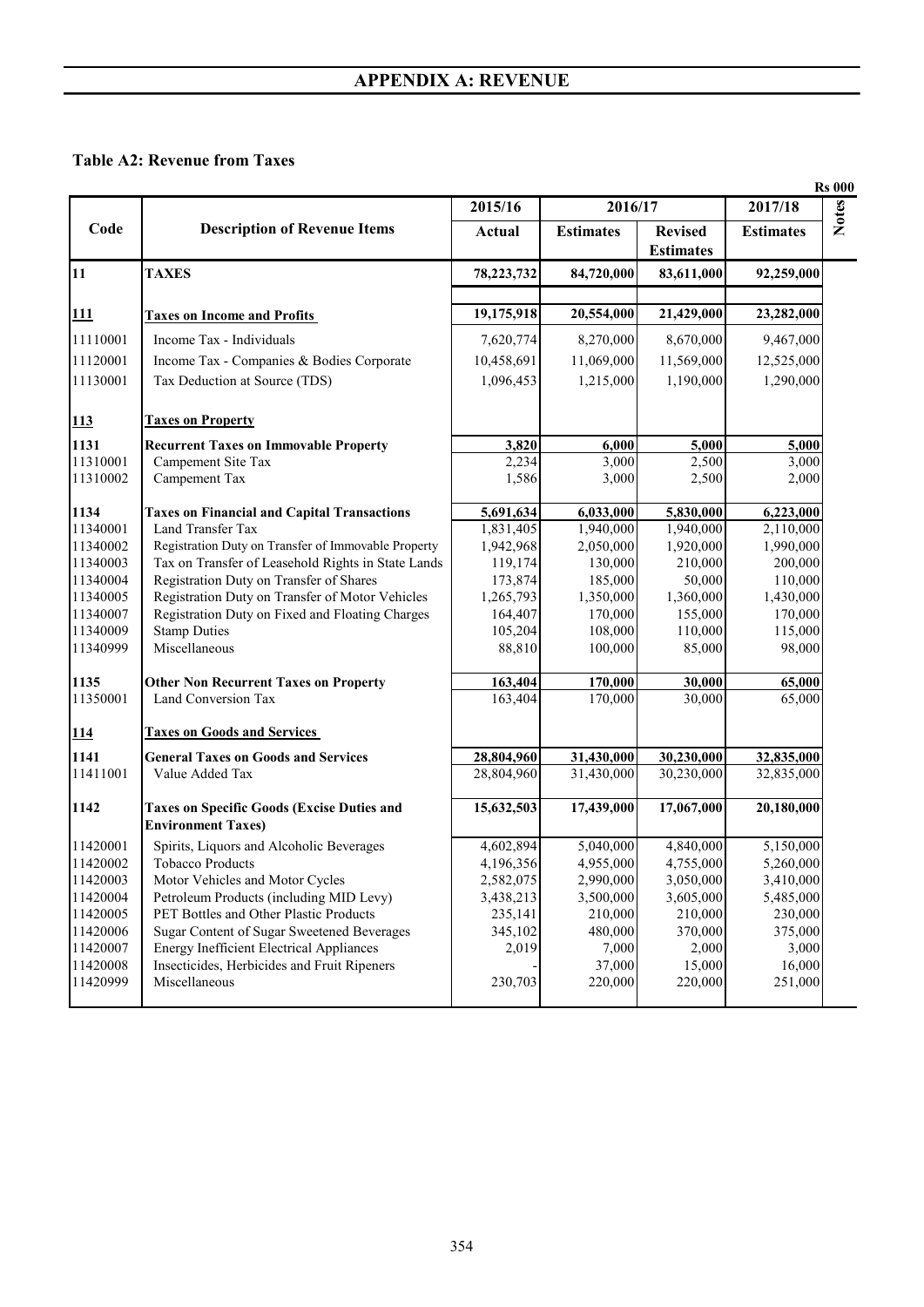# APPENDIX A: REVENUE

## Table A2: Revenue from Taxes

Rs 000

| Code | Description of Revenue Items | 2015/16 | 2016/17 | | 2017/18 | Notes |
|---|---|---|---|---|---|---|
| | | Actual | Estimates | Revised Estimates | Estimates | |
| **11** | **TAXES** | **78,223,732** | **84,720,000** | **83,611,000** | **92,259,000** | |
| **111** | **Taxes on Income and Profits** | **19,175,918** | **20,554,000** | **21,429,000** | **23,282,000** | |
| 11110001 | Income Tax - Individuals | 7,620,774 | 8,270,000 | 8,670,000 | 9,467,000 | |
| 11120001 | Income Tax - Companies & Bodies Corporate | 10,458,691 | 11,069,000 | 11,569,000 | 12,525,000 | |
| 11130001 | Tax Deduction at Source (TDS) | 1,096,453 | 1,215,000 | 1,190,000 | 1,290,000 | |
| **113** | **Taxes on Property** | | | | | |
| **1131** | **Recurrent Taxes on Immovable Property** | **3,820** | **6,000** | **5,000** | **5,000** | |
| 11310001 | Campement Site Tax | 2,234 | 3,000 | 2,500 | 3,000 | |
| 11310002 | Campement Tax | 1,586 | 3,000 | 2,500 | 2,000 | |
| **1134** | **Taxes on Financial and Capital Transactions** | **5,691,634** | **6,033,000** | **5,830,000** | **6,223,000** | |
| 11340001 | Land Transfer Tax | 1,831,405 | 1,940,000 | 1,940,000 | 2,110,000 | |
| 11340002 | Registration Duty on Transfer of Immovable Property | 1,942,968 | 2,050,000 | 1,920,000 | 1,990,000 | |
| 11340003 | Tax on Transfer of Leasehold Rights in State Lands | 119,174 | 130,000 | 210,000 | 200,000 | |
| 11340004 | Registration Duty on Transfer of Shares | 173,874 | 185,000 | 50,000 | 110,000 | |
| 11340005 | Registration Duty on Transfer of Motor Vehicles | 1,265,793 | 1,350,000 | 1,360,000 | 1,430,000 | |
| 11340007 | Registration Duty on Fixed and Floating Charges | 164,407 | 170,000 | 155,000 | 170,000 | |
| 11340009 | Stamp Duties | 105,204 | 108,000 | 110,000 | 115,000 | |
| 11340999 | Miscellaneous | 88,810 | 100,000 | 85,000 | 98,000 | |
| **1135** | **Other Non Recurrent Taxes on Property** | **163,404** | **170,000** | **30,000** | **65,000** | |
| 11350001 | Land Conversion Tax | 163,404 | 170,000 | 30,000 | 65,000 | |
| **114** | **Taxes on Goods and Services** | | | | | |
| **1141** | **General Taxes on Goods and Services** | **28,804,960** | **31,430,000** | **30,230,000** | **32,835,000** | |
| 11411001 | Value Added Tax | 28,804,960 | 31,430,000 | 30,230,000 | 32,835,000 | |
| **1142** | **Taxes on Specific Goods (Excise Duties and Environment Taxes)** | **15,632,503** | **17,439,000** | **17,067,000** | **20,180,000** | |
| 11420001 | Spirits, Liquors and Alcoholic Beverages | 4,602,894 | 5,040,000 | 4,840,000 | 5,150,000 | |
| 11420002 | Tobacco Products | 4,196,356 | 4,955,000 | 4,755,000 | 5,260,000 | |
| 11420003 | Motor Vehicles and Motor Cycles | 2,582,075 | 2,990,000 | 3,050,000 | 3,410,000 | |
| 11420004 | Petroleum Products (including MID Levy) | 3,438,213 | 3,500,000 | 3,605,000 | 5,485,000 | |
| 11420005 | PET Bottles and Other Plastic Products | 235,141 | 210,000 | 210,000 | 230,000 | |
| 11420006 | Sugar Content of Sugar Sweetened Beverages | 345,102 | 480,000 | 370,000 | 375,000 | |
| 11420007 | Energy Inefficient Electrical Appliances | 2,019 | 7,000 | 2,000 | 3,000 | |
| 11420008 | Insecticides, Herbicides and Fruit Ripeners | - | 37,000 | 15,000 | 16,000 | |
| 11420999 | Miscellaneous | 230,703 | 220,000 | 220,000 | 251,000 | |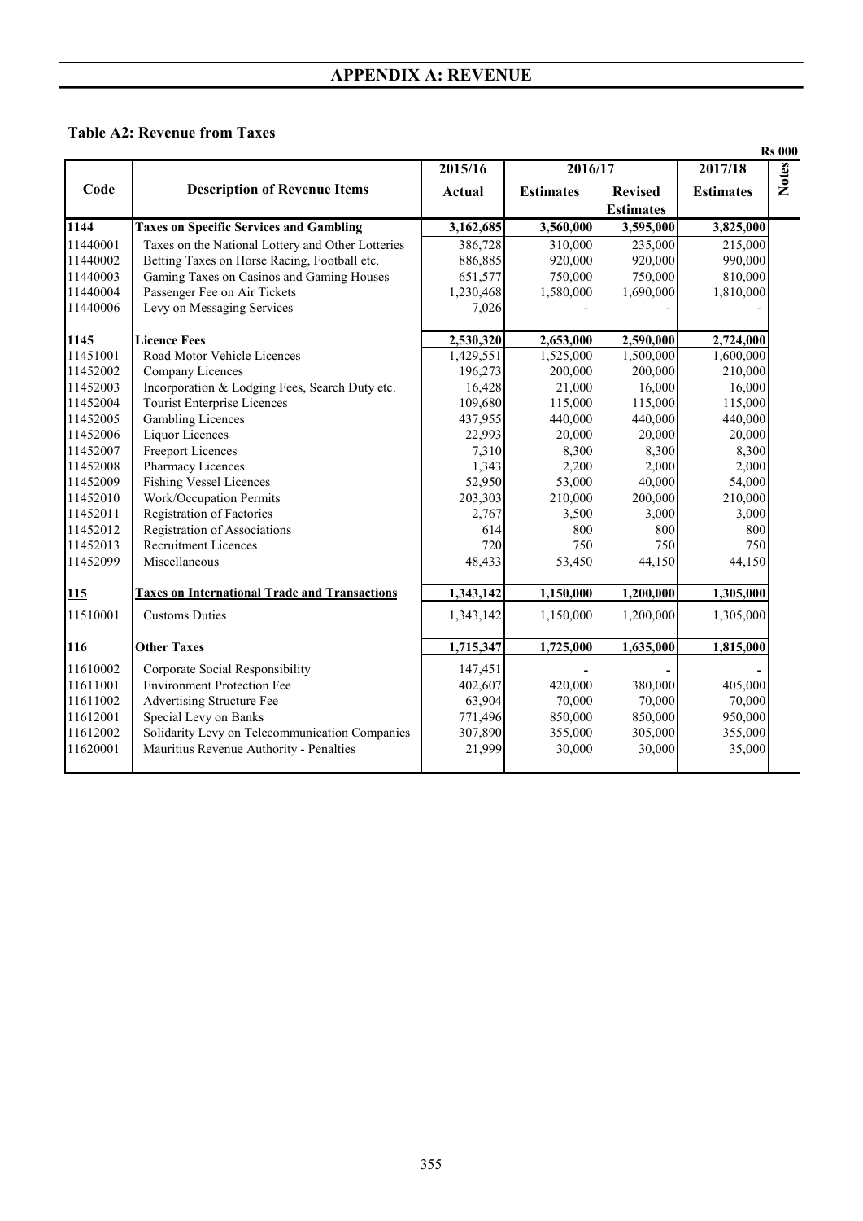## APPENDIX A: REVENUE

### Table A2: Revenue from Taxes

Rs 000

| Code | Description of Revenue Items | 2015/16 | 2016/17 | | 2017/18 | Notes |
|---|---|---|---|---|---|---|
| | | Actual | Estimates | Revised Estimates | Estimates | |
| **1144** | **Taxes on Specific Services and Gambling** | **3,162,685** | **3,560,000** | **3,595,000** | **3,825,000** | |
| 11440001 | Taxes on the National Lottery and Other Lotteries | 386,728 | 310,000 | 235,000 | 215,000 | |
| 11440002 | Betting Taxes on Horse Racing, Football etc. | 886,885 | 920,000 | 920,000 | 990,000 | |
| 11440003 | Gaming Taxes on Casinos and Gaming Houses | 651,577 | 750,000 | 750,000 | 810,000 | |
| 11440004 | Passenger Fee on Air Tickets | 1,230,468 | 1,580,000 | 1,690,000 | 1,810,000 | |
| 11440006 | Levy on Messaging Services | 7,026 | - | - | - | |
| **1145** | **Licence Fees** | **2,530,320** | **2,653,000** | **2,590,000** | **2,724,000** | |
| 11451001 | Road Motor Vehicle Licences | 1,429,551 | 1,525,000 | 1,500,000 | 1,600,000 | |
| 11452002 | Company Licences | 196,273 | 200,000 | 200,000 | 210,000 | |
| 11452003 | Incorporation & Lodging Fees, Search Duty etc. | 16,428 | 21,000 | 16,000 | 16,000 | |
| 11452004 | Tourist Enterprise Licences | 109,680 | 115,000 | 115,000 | 115,000 | |
| 11452005 | Gambling Licences | 437,955 | 440,000 | 440,000 | 440,000 | |
| 11452006 | Liquor Licences | 22,993 | 20,000 | 20,000 | 20,000 | |
| 11452007 | Freeport Licences | 7,310 | 8,300 | 8,300 | 8,300 | |
| 11452008 | Pharmacy Licences | 1,343 | 2,200 | 2,000 | 2,000 | |
| 11452009 | Fishing Vessel Licences | 52,950 | 53,000 | 40,000 | 54,000 | |
| 11452010 | Work/Occupation Permits | 203,303 | 210,000 | 200,000 | 210,000 | |
| 11452011 | Registration of Factories | 2,767 | 3,500 | 3,000 | 3,000 | |
| 11452012 | Registration of Associations | 614 | 800 | 800 | 800 | |
| 11452013 | Recruitment Licences | 720 | 750 | 750 | 750 | |
| 11452099 | Miscellaneous | 48,433 | 53,450 | 44,150 | 44,150 | |
| **115** | **Taxes on International Trade and Transactions** | **1,343,142** | **1,150,000** | **1,200,000** | **1,305,000** | |
| 11510001 | Customs Duties | 1,343,142 | 1,150,000 | 1,200,000 | 1,305,000 | |
| **116** | **Other Taxes** | **1,715,347** | **1,725,000** | **1,635,000** | **1,815,000** | |
| 11610002 | Corporate Social Responsibility | 147,451 | - | - | - | |
| 11611001 | Environment Protection Fee | 402,607 | 420,000 | 380,000 | 405,000 | |
| 11611002 | Advertising Structure Fee | 63,904 | 70,000 | 70,000 | 70,000 | |
| 11612001 | Special Levy on Banks | 771,496 | 850,000 | 850,000 | 950,000 | |
| 11612002 | Solidarity Levy on Telecommunication Companies | 307,890 | 355,000 | 305,000 | 355,000 | |
| 11620001 | Mauritius Revenue Authority - Penalties | 21,999 | 30,000 | 30,000 | 35,000 | |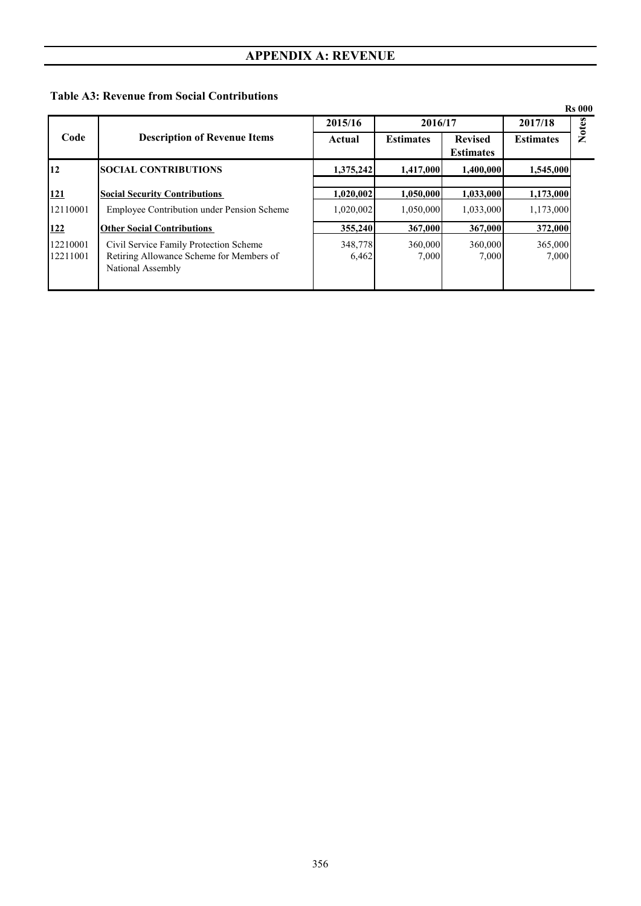# APPENDIX A: REVENUE

## Table A3: Revenue from Social Contributions

Rs 000

| Code | Description of Revenue Items | 2015/16 | 2016/17 | | 2017/18 | Notes |
|---|---|---|---|---|---|---|
| | | Actual | Estimates | Revised Estimates | Estimates | |
| **12** | **SOCIAL CONTRIBUTIONS** | **1,375,242** | **1,417,000** | **1,400,000** | **1,545,000** | |
| **121** | **Social Security Contributions** | **1,020,002** | **1,050,000** | **1,033,000** | **1,173,000** | |
| 12110001 | Employee Contribution under Pension Scheme | 1,020,002 | 1,050,000 | 1,033,000 | 1,173,000 | |
| **122** | **Other Social Contributions** | **355,240** | **367,000** | **367,000** | **372,000** | |
| 12210001 | Civil Service Family Protection Scheme | 348,778 | 360,000 | 360,000 | 365,000 | |
| 12211001 | Retiring Allowance Scheme for Members of National Assembly | 6,462 | 7,000 | 7,000 | 7,000 | |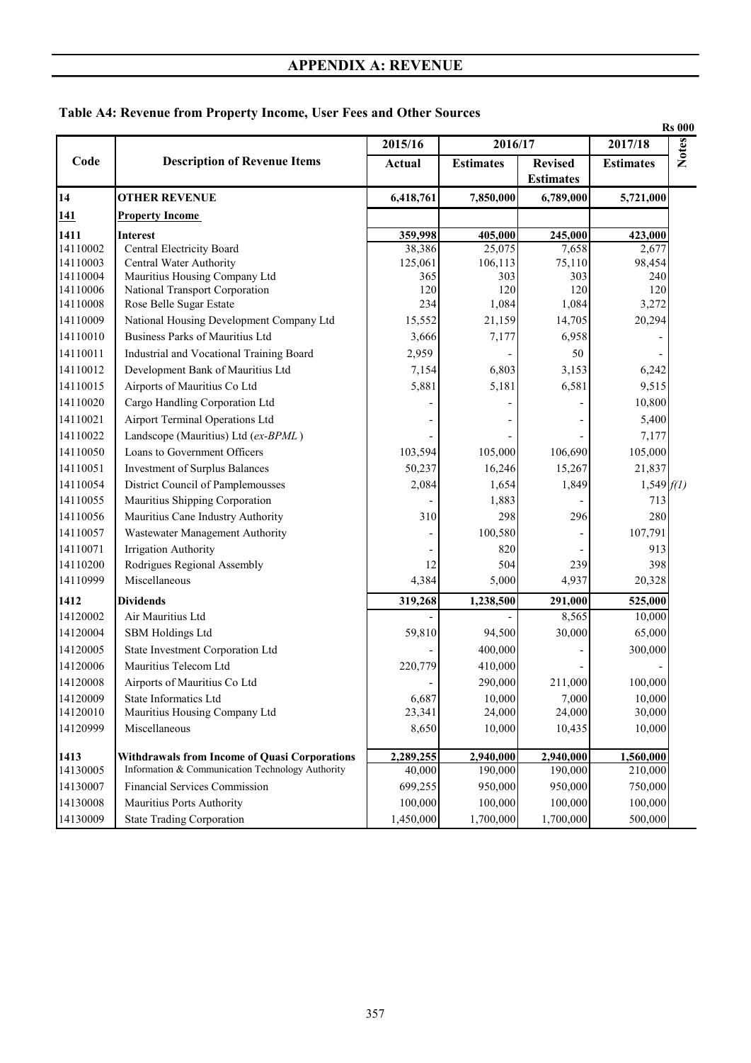## APPENDIX A: REVENUE

### Table A4: Revenue from Property Income, User Fees and Other Sources

Rs 000

| Code | Description of Revenue Items | 2015/16 | 2016/17 | | 2017/18 | Notes |
|---|---|---|---|---|---|---|
| | | Actual | Estimates | Revised Estimates | Estimates | |
| **14** | **OTHER REVENUE** | **6,418,761** | **7,850,000** | **6,789,000** | **5,721,000** | |
| **141** | **Property Income** | | | | | |
| **1411** | **Interest** | **359,998** | **405,000** | **245,000** | **423,000** | |
| 14110002 | Central Electricity Board | 38,386 | 25,075 | 7,658 | 2,677 | |
| 14110003 | Central Water Authority | 125,061 | 106,113 | 75,110 | 98,454 | |
| 14110004 | Mauritius Housing Company Ltd | 365 | 303 | 303 | 240 | |
| 14110006 | National Transport Corporation | 120 | 120 | 120 | 120 | |
| 14110008 | Rose Belle Sugar Estate | 234 | 1,084 | 1,084 | 3,272 | |
| 14110009 | National Housing Development Company Ltd | 15,552 | 21,159 | 14,705 | 20,294 | |
| 14110010 | Business Parks of Mauritius Ltd | 3,666 | 7,177 | 6,958 | - | |
| 14110011 | Industrial and Vocational Training Board | 2,959 | - | 50 | - | |
| 14110012 | Development Bank of Mauritius Ltd | 7,154 | 6,803 | 3,153 | 6,242 | |
| 14110015 | Airports of Mauritius Co Ltd | 5,881 | 5,181 | 6,581 | 9,515 | |
| 14110020 | Cargo Handling Corporation Ltd | - | - | - | 10,800 | |
| 14110021 | Airport Terminal Operations Ltd | - | - | - | 5,400 | |
| 14110022 | Landscope (Mauritius) Ltd (*ex-BPML*) | - | - | - | 7,177 | |
| 14110050 | Loans to Government Officers | 103,594 | 105,000 | 106,690 | 105,000 | |
| 14110051 | Investment of Surplus Balances | 50,237 | 16,246 | 15,267 | 21,837 | |
| 14110054 | District Council of Pamplemousses | 2,084 | 1,654 | 1,849 | 1,549 | *f(1)* |
| 14110055 | Mauritius Shipping Corporation | - | 1,883 | - | 713 | |
| 14110056 | Mauritius Cane Industry Authority | 310 | 298 | 296 | 280 | |
| 14110057 | Wastewater Management Authority | - | 100,580 | - | 107,791 | |
| 14110071 | Irrigation Authority | - | 820 | - | 913 | |
| 14110200 | Rodrigues Regional Assembly | 12 | 504 | 239 | 398 | |
| 14110999 | Miscellaneous | 4,384 | 5,000 | 4,937 | 20,328 | |
| **1412** | **Dividends** | **319,268** | **1,238,500** | **291,000** | **525,000** | |
| 14120002 | Air Mauritius Ltd | - | - | 8,565 | 10,000 | |
| 14120004 | SBM Holdings Ltd | 59,810 | 94,500 | 30,000 | 65,000 | |
| 14120005 | State Investment Corporation Ltd | - | 400,000 | - | 300,000 | |
| 14120006 | Mauritius Telecom Ltd | 220,779 | 410,000 | - | - | |
| 14120008 | Airports of Mauritius Co Ltd | - | 290,000 | 211,000 | 100,000 | |
| 14120009 | State Informatics Ltd | 6,687 | 10,000 | 7,000 | 10,000 | |
| 14120010 | Mauritius Housing Company Ltd | 23,341 | 24,000 | 24,000 | 30,000 | |
| 14120999 | Miscellaneous | 8,650 | 10,000 | 10,435 | 10,000 | |
| **1413** | **Withdrawals from Income of Quasi Corporations** | **2,289,255** | **2,940,000** | **2,940,000** | **1,560,000** | |
| 14130005 | Information & Communication Technology Authority | 40,000 | 190,000 | 190,000 | 210,000 | |
| 14130007 | Financial Services Commission | 699,255 | 950,000 | 950,000 | 750,000 | |
| 14130008 | Mauritius Ports Authority | 100,000 | 100,000 | 100,000 | 100,000 | |
| 14130009 | State Trading Corporation | 1,450,000 | 1,700,000 | 1,700,000 | 500,000 | |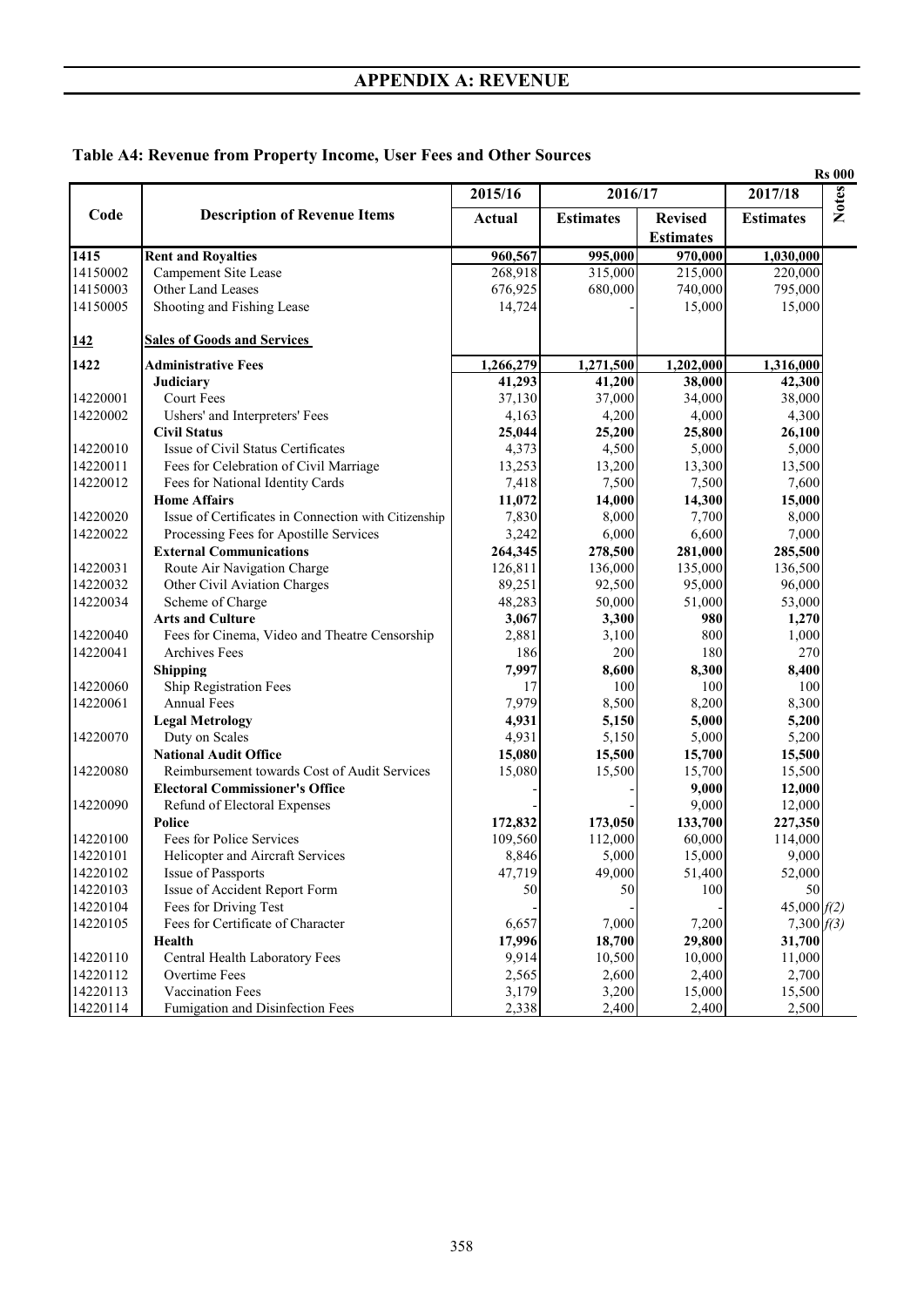# APPENDIX A: REVENUE

## Table A4: Revenue from Property Income, User Fees and Other Sources

Rs 000

| Code | Description of Revenue Items | 2015/16 Actual | 2016/17 Estimates | 2016/17 Revised Estimates | 2017/18 Estimates | Notes |
|---|---|---|---|---|---|---|
| **1415** | **Rent and Royalties** | **960,567** | **995,000** | **970,000** | **1,030,000** | |
| 14150002 | Campement Site Lease | 268,918 | 315,000 | 215,000 | 220,000 | |
| 14150003 | Other Land Leases | 676,925 | 680,000 | 740,000 | 795,000 | |
| 14150005 | Shooting and Fishing Lease | 14,724 | - | 15,000 | 15,000 | |
| **142** | **Sales of Goods and Services** | | | | | |
| **1422** | **Administrative Fees** | **1,266,279** | **1,271,500** | **1,202,000** | **1,316,000** | |
| | **Judiciary** | **41,293** | **41,200** | **38,000** | **42,300** | |
| 14220001 | Court Fees | 37,130 | 37,000 | 34,000 | 38,000 | |
| 14220002 | Ushers' and Interpreters' Fees | 4,163 | 4,200 | 4,000 | 4,300 | |
| | **Civil Status** | **25,044** | **25,200** | **25,800** | **26,100** | |
| 14220010 | Issue of Civil Status Certificates | 4,373 | 4,500 | 5,000 | 5,000 | |
| 14220011 | Fees for Celebration of Civil Marriage | 13,253 | 13,200 | 13,300 | 13,500 | |
| 14220012 | Fees for National Identity Cards | 7,418 | 7,500 | 7,500 | 7,600 | |
| | **Home Affairs** | **11,072** | **14,000** | **14,300** | **15,000** | |
| 14220020 | Issue of Certificates in Connection with Citizenship | 7,830 | 8,000 | 7,700 | 8,000 | |
| 14220022 | Processing Fees for Apostille Services | 3,242 | 6,000 | 6,600 | 7,000 | |
| | **External Communications** | **264,345** | **278,500** | **281,000** | **285,500** | |
| 14220031 | Route Air Navigation Charge | 126,811 | 136,000 | 135,000 | 136,500 | |
| 14220032 | Other Civil Aviation Charges | 89,251 | 92,500 | 95,000 | 96,000 | |
| 14220034 | Scheme of Charge | 48,283 | 50,000 | 51,000 | 53,000 | |
| | **Arts and Culture** | **3,067** | **3,300** | **980** | **1,270** | |
| 14220040 | Fees for Cinema, Video and Theatre Censorship | 2,881 | 3,100 | 800 | 1,000 | |
| 14220041 | Archives Fees | 186 | 200 | 180 | 270 | |
| | **Shipping** | **7,997** | **8,600** | **8,300** | **8,400** | |
| 14220060 | Ship Registration Fees | 17 | 100 | 100 | 100 | |
| 14220061 | Annual Fees | 7,979 | 8,500 | 8,200 | 8,300 | |
| | **Legal Metrology** | **4,931** | **5,150** | **5,000** | **5,200** | |
| 14220070 | Duty on Scales | 4,931 | 5,150 | 5,000 | 5,200 | |
| | **National Audit Office** | **15,080** | **15,500** | **15,700** | **15,500** | |
| 14220080 | Reimbursement towards Cost of Audit Services | 15,080 | 15,500 | 15,700 | 15,500 | |
| | **Electoral Commissioner's Office** | **-** | **-** | **9,000** | **12,000** | |
| 14220090 | Refund of Electoral Expenses | - | - | 9,000 | 12,000 | |
| | **Police** | **172,832** | **173,050** | **133,700** | **227,350** | |
| 14220100 | Fees for Police Services | 109,560 | 112,000 | 60,000 | 114,000 | |
| 14220101 | Helicopter and Aircraft Services | 8,846 | 5,000 | 15,000 | 9,000 | |
| 14220102 | Issue of Passports | 47,719 | 49,000 | 51,400 | 52,000 | |
| 14220103 | Issue of Accident Report Form | 50 | 50 | 100 | 50 | |
| 14220104 | Fees for Driving Test | - | - | - | 45,000 | *f(2)* |
| 14220105 | Fees for Certificate of Character | 6,657 | 7,000 | 7,200 | 7,300 | *f(3)* |
| | **Health** | **17,996** | **18,700** | **29,800** | **31,700** | |
| 14220110 | Central Health Laboratory Fees | 9,914 | 10,500 | 10,000 | 11,000 | |
| 14220112 | Overtime Fees | 2,565 | 2,600 | 2,400 | 2,700 | |
| 14220113 | Vaccination Fees | 3,179 | 3,200 | 15,000 | 15,500 | |
| 14220114 | Fumigation and Disinfection Fees | 2,338 | 2,400 | 2,400 | 2,500 | |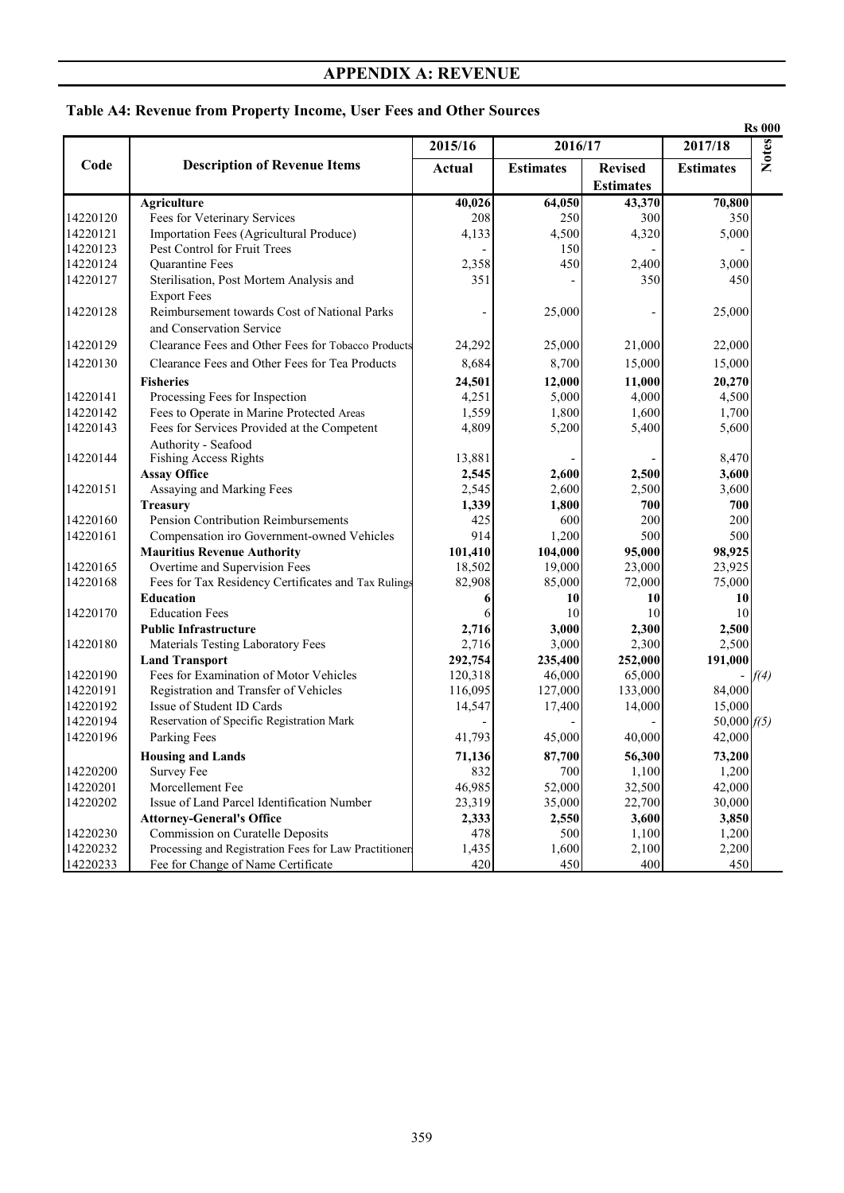# APPENDIX A: REVENUE

## Table A4: Revenue from Property Income, User Fees and Other Sources

Rs 000

| Code | Description of Revenue Items | 2015/16 | 2016/17 | | 2017/18 | Notes |
|---|---|---|---|---|---|---|
| | | Actual | Estimates | Revised Estimates | Estimates | |
| | **Agriculture** | **40,026** | **64,050** | **43,370** | **70,800** | |
| 14220120 | Fees for Veterinary Services | 208 | 250 | 300 | 350 | |
| 14220121 | Importation Fees (Agricultural Produce) | 4,133 | 4,500 | 4,320 | 5,000 | |
| 14220123 | Pest Control for Fruit Trees | - | 150 | - | - | |
| 14220124 | Quarantine Fees | 2,358 | 450 | 2,400 | 3,000 | |
| 14220127 | Sterilisation, Post Mortem Analysis and Export Fees | 351 | - | 350 | 450 | |
| 14220128 | Reimbursement towards Cost of National Parks and Conservation Service | - | 25,000 | - | 25,000 | |
| 14220129 | Clearance Fees and Other Fees for Tobacco Products | 24,292 | 25,000 | 21,000 | 22,000 | |
| 14220130 | Clearance Fees and Other Fees for Tea Products | 8,684 | 8,700 | 15,000 | 15,000 | |
| | **Fisheries** | **24,501** | **12,000** | **11,000** | **20,270** | |
| 14220141 | Processing Fees for Inspection | 4,251 | 5,000 | 4,000 | 4,500 | |
| 14220142 | Fees to Operate in Marine Protected Areas | 1,559 | 1,800 | 1,600 | 1,700 | |
| 14220143 | Fees for Services Provided at the Competent Authority - Seafood | 4,809 | 5,200 | 5,400 | 5,600 | |
| 14220144 | Fishing Access Rights | 13,881 | - | - | 8,470 | |
| | **Assay Office** | **2,545** | **2,600** | **2,500** | **3,600** | |
| 14220151 | Assaying and Marking Fees | 2,545 | 2,600 | 2,500 | 3,600 | |
| | **Treasury** | **1,339** | **1,800** | **700** | **700** | |
| 14220160 | Pension Contribution Reimbursements | 425 | 600 | 200 | 200 | |
| 14220161 | Compensation iro Government-owned Vehicles | 914 | 1,200 | 500 | 500 | |
| | **Mauritius Revenue Authority** | **101,410** | **104,000** | **95,000** | **98,925** | |
| 14220165 | Overtime and Supervision Fees | 18,502 | 19,000 | 23,000 | 23,925 | |
| 14220168 | Fees for Tax Residency Certificates and Tax Rulings | 82,908 | 85,000 | 72,000 | 75,000 | |
| | **Education** | **6** | **10** | **10** | **10** | |
| 14220170 | Education Fees | 6 | 10 | 10 | 10 | |
| | **Public Infrastructure** | **2,716** | **3,000** | **2,300** | **2,500** | |
| 14220180 | Materials Testing Laboratory Fees | 2,716 | 3,000 | 2,300 | 2,500 | |
| | **Land Transport** | **292,754** | **235,400** | **252,000** | **191,000** | |
| 14220190 | Fees for Examination of Motor Vehicles | 120,318 | 46,000 | 65,000 | - | f(4) |
| 14220191 | Registration and Transfer of Vehicles | 116,095 | 127,000 | 133,000 | 84,000 | |
| 14220192 | Issue of Student ID Cards | 14,547 | 17,400 | 14,000 | 15,000 | |
| 14220194 | Reservation of Specific Registration Mark | - | - | - | 50,000 | f(5) |
| 14220196 | Parking Fees | 41,793 | 45,000 | 40,000 | 42,000 | |
| | **Housing and Lands** | **71,136** | **87,700** | **56,300** | **73,200** | |
| 14220200 | Survey Fee | 832 | 700 | 1,100 | 1,200 | |
| 14220201 | Morcellement Fee | 46,985 | 52,000 | 32,500 | 42,000 | |
| 14220202 | Issue of Land Parcel Identification Number | 23,319 | 35,000 | 22,700 | 30,000 | |
| | **Attorney-General's Office** | **2,333** | **2,550** | **3,600** | **3,850** | |
| 14220230 | Commission on Curatelle Deposits | 478 | 500 | 1,100 | 1,200 | |
| 14220232 | Processing and Registration Fees for Law Practitioners | 1,435 | 1,600 | 2,100 | 2,200 | |
| 14220233 | Fee for Change of Name Certificate | 420 | 450 | 400 | 450 | |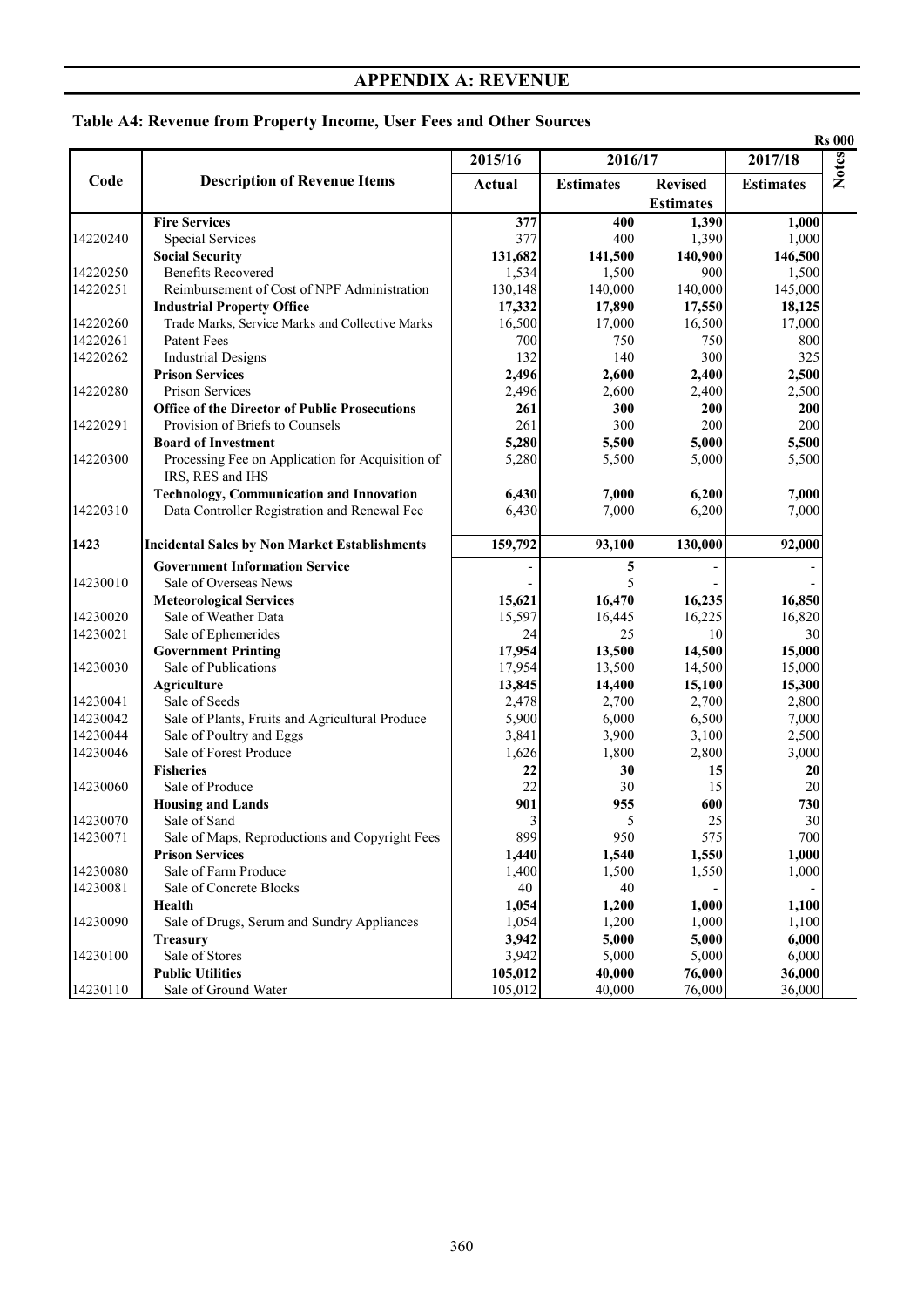## APPENDIX A: REVENUE

### Table A4: Revenue from Property Income, User Fees and Other Sources

Rs 000

| Code | Description of Revenue Items | 2015/16 Actual | 2016/17 Estimates | 2016/17 Revised Estimates | 2017/18 Estimates | Notes |
|---|---|---|---|---|---|---|
| | **Fire Services** | **377** | **400** | **1,390** | **1,000** | |
| 14220240 | Special Services | 377 | 400 | 1,390 | 1,000 | |
| | **Social Security** | **131,682** | **141,500** | **140,900** | **146,500** | |
| 14220250 | Benefits Recovered | 1,534 | 1,500 | 900 | 1,500 | |
| 14220251 | Reimbursement of Cost of NPF Administration | 130,148 | 140,000 | 140,000 | 145,000 | |
| | **Industrial Property Office** | **17,332** | **17,890** | **17,550** | **18,125** | |
| 14220260 | Trade Marks, Service Marks and Collective Marks | 16,500 | 17,000 | 16,500 | 17,000 | |
| 14220261 | Patent Fees | 700 | 750 | 750 | 800 | |
| 14220262 | Industrial Designs | 132 | 140 | 300 | 325 | |
| | **Prison Services** | **2,496** | **2,600** | **2,400** | **2,500** | |
| 14220280 | Prison Services | 2,496 | 2,600 | 2,400 | 2,500 | |
| | **Office of the Director of Public Prosecutions** | **261** | **300** | **200** | **200** | |
| 14220291 | Provision of Briefs to Counsels | 261 | 300 | 200 | 200 | |
| | **Board of Investment** | **5,280** | **5,500** | **5,000** | **5,500** | |
| 14220300 | Processing Fee on Application for Acquisition of IRS, RES and IHS | 5,280 | 5,500 | 5,000 | 5,500 | |
| | **Technology, Communication and Innovation** | **6,430** | **7,000** | **6,200** | **7,000** | |
| 14220310 | Data Controller Registration and Renewal Fee | 6,430 | 7,000 | 6,200 | 7,000 | |
| **1423** | **Incidental Sales by Non Market Establishments** | **159,792** | **93,100** | **130,000** | **92,000** | |
| | **Government Information Service** | **-** | **5** | **-** | **-** | |
| 14230010 | Sale of Overseas News | - | 5 | - | - | |
| | **Meteorological Services** | **15,621** | **16,470** | **16,235** | **16,850** | |
| 14230020 | Sale of Weather Data | 15,597 | 16,445 | 16,225 | 16,820 | |
| 14230021 | Sale of Ephemerides | 24 | 25 | 10 | 30 | |
| | **Government Printing** | **17,954** | **13,500** | **14,500** | **15,000** | |
| 14230030 | Sale of Publications | 17,954 | 13,500 | 14,500 | 15,000 | |
| | **Agriculture** | **13,845** | **14,400** | **15,100** | **15,300** | |
| 14230041 | Sale of Seeds | 2,478 | 2,700 | 2,700 | 2,800 | |
| 14230042 | Sale of Plants, Fruits and Agricultural Produce | 5,900 | 6,000 | 6,500 | 7,000 | |
| 14230044 | Sale of Poultry and Eggs | 3,841 | 3,900 | 3,100 | 2,500 | |
| 14230046 | Sale of Forest Produce | 1,626 | 1,800 | 2,800 | 3,000 | |
| | **Fisheries** | **22** | **30** | **15** | **20** | |
| 14230060 | Sale of Produce | 22 | 30 | 15 | 20 | |
| | **Housing and Lands** | **901** | **955** | **600** | **730** | |
| 14230070 | Sale of Sand | 3 | 5 | 25 | 30 | |
| 14230071 | Sale of Maps, Reproductions and Copyright Fees | 899 | 950 | 575 | 700 | |
| | **Prison Services** | **1,440** | **1,540** | **1,550** | **1,000** | |
| 14230080 | Sale of Farm Produce | 1,400 | 1,500 | 1,550 | 1,000 | |
| 14230081 | Sale of Concrete Blocks | 40 | 40 | - | - | |
| | **Health** | **1,054** | **1,200** | **1,000** | **1,100** | |
| 14230090 | Sale of Drugs, Serum and Sundry Appliances | 1,054 | 1,200 | 1,000 | 1,100 | |
| | **Treasury** | **3,942** | **5,000** | **5,000** | **6,000** | |
| 14230100 | Sale of Stores | 3,942 | 5,000 | 5,000 | 6,000 | |
| | **Public Utilities** | **105,012** | **40,000** | **76,000** | **36,000** | |
| 14230110 | Sale of Ground Water | 105,012 | 40,000 | 76,000 | 36,000 | |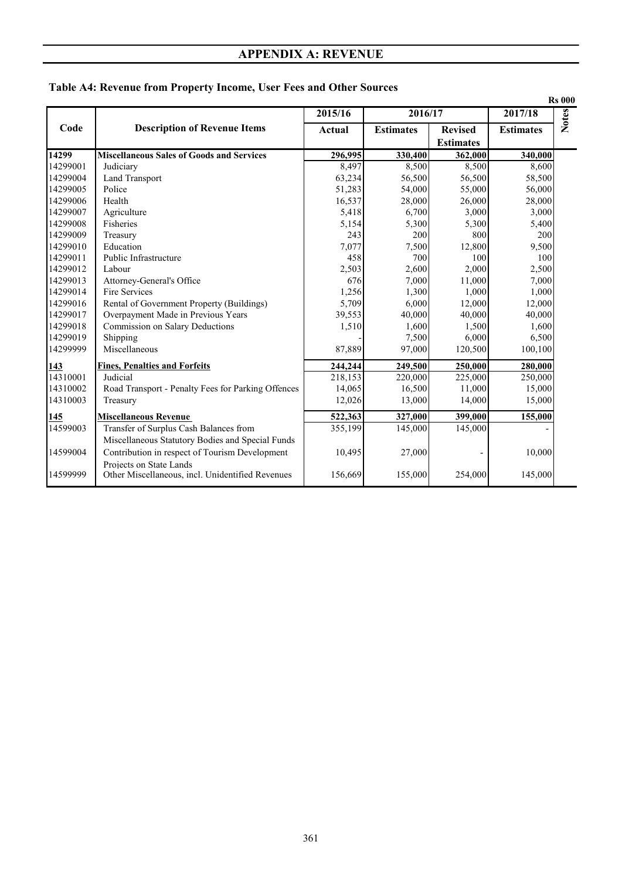# APPENDIX A: REVENUE

## Table A4: Revenue from Property Income, User Fees and Other Sources

Rs 000

| Code | Description of Revenue Items | 2015/16 | 2016/17 | | 2017/18 | Notes |
|---|---|---|---|---|---|---|
| | | Actual | Estimates | Revised Estimates | Estimates | |
| **14299** | **Miscellaneous Sales of Goods and Services** | **296,995** | **330,400** | **362,000** | **340,000** | |
| 14299001 | Judiciary | 8,497 | 8,500 | 8,500 | 8,600 | |
| 14299004 | Land Transport | 63,234 | 56,500 | 56,500 | 58,500 | |
| 14299005 | Police | 51,283 | 54,000 | 55,000 | 56,000 | |
| 14299006 | Health | 16,537 | 28,000 | 26,000 | 28,000 | |
| 14299007 | Agriculture | 5,418 | 6,700 | 3,000 | 3,000 | |
| 14299008 | Fisheries | 5,154 | 5,300 | 5,300 | 5,400 | |
| 14299009 | Treasury | 243 | 200 | 800 | 200 | |
| 14299010 | Education | 7,077 | 7,500 | 12,800 | 9,500 | |
| 14299011 | Public Infrastructure | 458 | 700 | 100 | 100 | |
| 14299012 | Labour | 2,503 | 2,600 | 2,000 | 2,500 | |
| 14299013 | Attorney-General's Office | 676 | 7,000 | 11,000 | 7,000 | |
| 14299014 | Fire Services | 1,256 | 1,300 | 1,000 | 1,000 | |
| 14299016 | Rental of Government Property (Buildings) | 5,709 | 6,000 | 12,000 | 12,000 | |
| 14299017 | Overpayment Made in Previous Years | 39,553 | 40,000 | 40,000 | 40,000 | |
| 14299018 | Commission on Salary Deductions | 1,510 | 1,600 | 1,500 | 1,600 | |
| 14299019 | Shipping | - | 7,500 | 6,000 | 6,500 | |
| 14299999 | Miscellaneous | 87,889 | 97,000 | 120,500 | 100,100 | |
| **143** | **Fines, Penalties and Forfeits** | **244,244** | **249,500** | **250,000** | **280,000** | |
| 14310001 | Judicial | 218,153 | 220,000 | 225,000 | 250,000 | |
| 14310002 | Road Transport - Penalty Fees for Parking Offences | 14,065 | 16,500 | 11,000 | 15,000 | |
| 14310003 | Treasury | 12,026 | 13,000 | 14,000 | 15,000 | |
| **145** | **Miscellaneous Revenue** | **522,363** | **327,000** | **399,000** | **155,000** | |
| 14599003 | Transfer of Surplus Cash Balances from Miscellaneous Statutory Bodies and Special Funds | 355,199 | 145,000 | 145,000 | - | |
| 14599004 | Contribution in respect of Tourism Development Projects on State Lands | 10,495 | 27,000 | - | 10,000 | |
| 14599999 | Other Miscellaneous, incl. Unidentified Revenues | 156,669 | 155,000 | 254,000 | 145,000 | |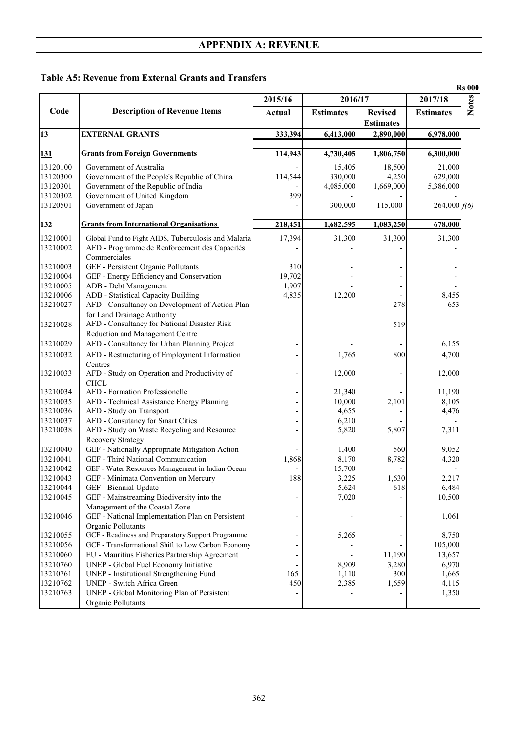# APPENDIX A: REVENUE

## Table A5: Revenue from External Grants and Transfers

Rs 000

| Code | Description of Revenue Items | 2015/16 Actual | 2016/17 Estimates | 2016/17 Revised Estimates | 2017/18 Estimates | Notes |
|---|---|---|---|---|---|---|
| 13 | **EXTERNAL GRANTS** | **333,394** | **6,413,000** | **2,890,000** | **6,978,000** | |
| **131** | **Grants from Foreign Governments** | **114,943** | **4,730,405** | **1,806,750** | **6,300,000** | |
| 13120100 | Government of Australia | - | 15,405 | 18,500 | 21,000 | |
| 13120300 | Government of the People's Republic of China | 114,544 | 330,000 | 4,250 | 629,000 | |
| 13120301 | Government of the Republic of India | - | 4,085,000 | 1,669,000 | 5,386,000 | |
| 13120302 | Government of United Kingdom | 399 | - | - | - | |
| 13120501 | Government of Japan | - | 300,000 | 115,000 | 264,000 | *f(6)* |
| **132** | **Grants from International Organisations** | **218,451** | **1,682,595** | **1,083,250** | **678,000** | |
| 13210001 | Global Fund to Fight AIDS, Tuberculosis and Malaria | 17,394 | 31,300 | 31,300 | 31,300 | |
| 13210002 | AFD - Programme de Renforcement des Capacités Commerciales | - | - | - | - | |
| 13210003 | GEF - Persistent Organic Pollutants | 310 | - | - | - | |
| 13210004 | GEF - Energy Efficiency and Conservation | 19,702 | - | - | - | |
| 13210005 | ADB - Debt Management | 1,907 | - | - | - | |
| 13210006 | ADB - Statistical Capacity Building | 4,835 | 12,200 | - | 8,455 | |
| 13210027 | AFD - Consultancy on Development of Action Plan for Land Drainage Authority | - | - | 278 | 653 | |
| 13210028 | AFD - Consultancy for National Disaster Risk Reduction and Management Centre | - | - | 519 | - | |
| 13210029 | AFD - Consultancy for Urban Planning Project | - | - | - | 6,155 | |
| 13210032 | AFD - Restructuring of Employment Information Centres | - | 1,765 | 800 | 4,700 | |
| 13210033 | AFD - Study on Operation and Productivity of CHCL | - | 12,000 | - | 12,000 | |
| 13210034 | AFD - Formation Professionelle | - | 21,340 | - | 11,190 | |
| 13210035 | AFD - Technical Assistance Energy Planning | - | 10,000 | 2,101 | 8,105 | |
| 13210036 | AFD - Study on Transport | - | 4,655 | - | 4,476 | |
| 13210037 | AFD - Consutancy for Smart Cities | - | 6,210 | - | - | |
| 13210038 | AFD - Study on Waste Recycling and Resource Recovery Strategy | - | 5,820 | 5,807 | 7,311 | |
| 13210040 | GEF - Nationally Appropriate Mitigation Action | - | 1,400 | 560 | 9,052 | |
| 13210041 | GEF - Third National Communication | 1,868 | 8,170 | 8,782 | 4,320 | |
| 13210042 | GEF - Water Resources Management in Indian Ocean | - | 15,700 | - | - | |
| 13210043 | GEF - Minimata Convention on Mercury | 188 | 3,225 | 1,630 | 2,217 | |
| 13210044 | GEF - Biennial Update | - | 5,624 | 618 | 6,484 | |
| 13210045 | GEF - Mainstreaming Biodiversity into the Management of the Coastal Zone | - | 7,020 | - | 10,500 | |
| 13210046 | GEF - National Implementation Plan on Persistent Organic Pollutants | - | - | - | 1,061 | |
| 13210055 | GCF - Readiness and Preparatory Support Programme | - | 5,265 | - | 8,750 | |
| 13210056 | GCF - Transformational Shift to Low Carbon Economy | - | - | - | 105,000 | |
| 13210060 | EU - Mauritius Fisheries Partnership Agreement | - | - | 11,190 | 13,657 | |
| 13210760 | UNEP - Global Fuel Economy Initiative | - | 8,909 | 3,280 | 6,970 | |
| 13210761 | UNEP - Institutional Strengthening Fund | 165 | 1,110 | 300 | 1,665 | |
| 13210762 | UNEP - Switch Africa Green | 450 | 2,385 | 1,659 | 4,115 | |
| 13210763 | UNEP - Global Monitoring Plan of Persistent Organic Pollutants | - | - | - | 1,350 | |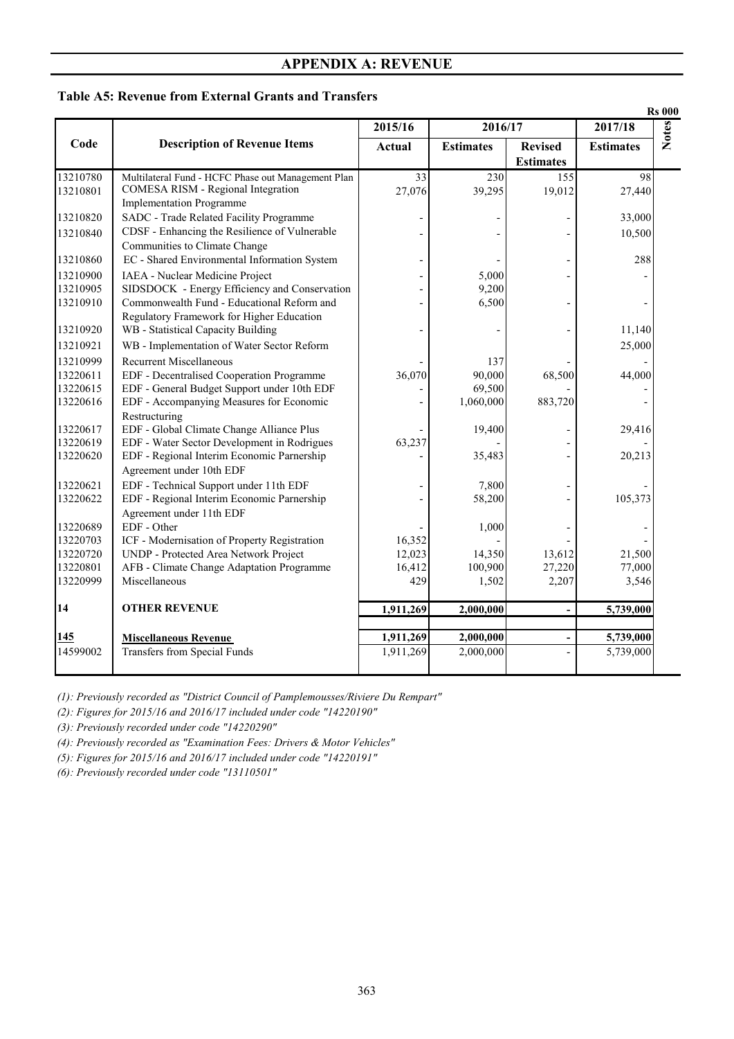## APPENDIX A: REVENUE

### Table A5: Revenue from External Grants and Transfers

Rs 000

| Code | Description of Revenue Items | 2015/16 | 2016/17 | | 2017/18 | Notes |
|---|---|---|---|---|---|---|
| | | Actual | Estimates | Revised Estimates | Estimates | |
| 13210780 | Multilateral Fund - HCFC Phase out Management Plan | 33 | 230 | 155 | 98 | |
| 13210801 | COMESA RISM - Regional Integration Implementation Programme | 27,076 | 39,295 | 19,012 | 27,440 | |
| 13210820 | SADC - Trade Related Facility Programme | - | - | - | 33,000 | |
| 13210840 | CDSF - Enhancing the Resilience of Vulnerable Communities to Climate Change | - | - | - | 10,500 | |
| 13210860 | EC - Shared Environmental Information System | - | - | - | 288 | |
| 13210900 | IAEA - Nuclear Medicine Project | - | 5,000 | - | - | |
| 13210905 | SIDSDOCK - Energy Efficiency and Conservation | - | 9,200 | | | |
| 13210910 | Commonwealth Fund - Educational Reform and Regulatory Framework for Higher Education | - | 6,500 | - | - | |
| 13210920 | WB - Statistical Capacity Building | - | - | - | 11,140 | |
| 13210921 | WB - Implementation of Water Sector Reform | | | | 25,000 | |
| 13210999 | Recurrent Miscellaneous | - | 137 | - | - | |
| 13220611 | EDF - Decentralised Cooperation Programme | 36,070 | 90,000 | 68,500 | 44,000 | |
| 13220615 | EDF - General Budget Support under 10th EDF | - | 69,500 | - | - | |
| 13220616 | EDF - Accompanying Measures for Economic Restructuring | - | 1,060,000 | 883,720 | - | |
| 13220617 | EDF - Global Climate Change Alliance Plus | - | 19,400 | - | 29,416 | |
| 13220619 | EDF - Water Sector Development in Rodrigues | 63,237 | - | - | - | |
| 13220620 | EDF - Regional Interim Economic Parnership Agreement under 10th EDF | - | 35,483 | - | 20,213 | |
| 13220621 | EDF - Technical Support under 11th EDF | - | 7,800 | - | - | |
| 13220622 | EDF - Regional Interim Economic Parnership Agreement under 11th EDF | - | 58,200 | - | 105,373 | |
| 13220689 | EDF - Other | - | 1,000 | - | - | |
| 13220703 | ICF - Modernisation of Property Registration | 16,352 | - | - | - | |
| 13220720 | UNDP - Protected Area Network Project | 12,023 | 14,350 | 13,612 | 21,500 | |
| 13220801 | AFB - Climate Change Adaptation Programme | 16,412 | 100,900 | 27,220 | 77,000 | |
| 13220999 | Miscellaneous | 429 | 1,502 | 2,207 | 3,546 | |
| **14** | **OTHER REVENUE** | **1,911,269** | **2,000,000** | **-** | **5,739,000** | |
| **145** | **Miscellaneous Revenue** | **1,911,269** | **2,000,000** | **-** | **5,739,000** | |
| 14599002 | Transfers from Special Funds | 1,911,269 | 2,000,000 | - | 5,739,000 | |

*(1): Previously recorded as "District Council of Pamplemousses/Riviere Du Rempart"*

*(2): Figures for 2015/16 and 2016/17 included under code "14220190"*

*(3): Previously recorded under code "14220290"*

*(4): Previously recorded as "Examination Fees: Drivers & Motor Vehicles"*

*(5): Figures for 2015/16 and 2016/17 included under code "14220191"*

*(6): Previously recorded under code "13110501"*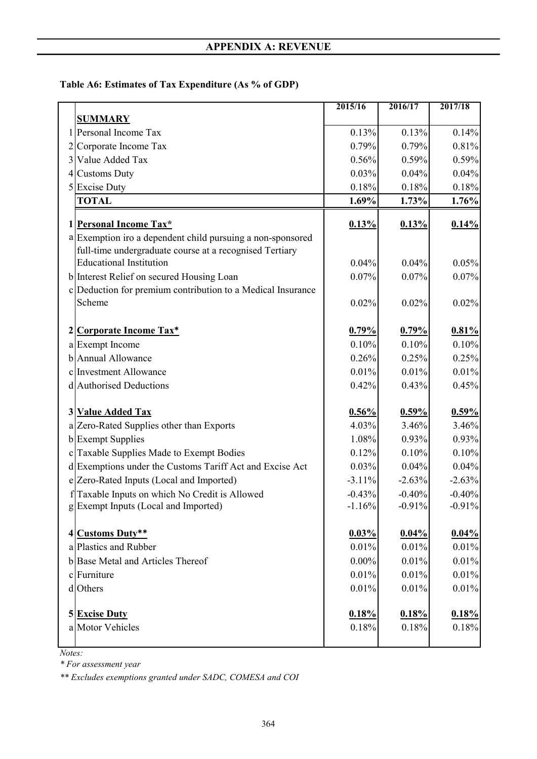## APPENDIX A: REVENUE

**Table A6: Estimates of Tax Expenditure (As % of GDP)**

| | | 2015/16 | 2016/17 | 2017/18 |
|---|---|---|---|---|
| | **SUMMARY** | | | |
| 1 | Personal Income Tax | 0.13% | 0.13% | 0.14% |
| 2 | Corporate Income Tax | 0.79% | 0.79% | 0.81% |
| 3 | Value Added Tax | 0.56% | 0.59% | 0.59% |
| 4 | Customs Duty | 0.03% | 0.04% | 0.04% |
| 5 | Excise Duty | 0.18% | 0.18% | 0.18% |
| | **TOTAL** | **1.69%** | **1.73%** | **1.76%** |
| **1** | **Personal Income Tax*** | **0.13%** | **0.13%** | **0.14%** |
| a | Exemption iro a dependent child pursuing a non-sponsored full-time undergraduate course at a recognised Tertiary Educational Institution | 0.04% | 0.04% | 0.05% |
| b | Interest Relief on secured Housing Loan | 0.07% | 0.07% | 0.07% |
| c | Deduction for premium contribution to a Medical Insurance Scheme | 0.02% | 0.02% | 0.02% |
| **2** | **Corporate Income Tax*** | **0.79%** | **0.79%** | **0.81%** |
| a | Exempt Income | 0.10% | 0.10% | 0.10% |
| b | Annual Allowance | 0.26% | 0.25% | 0.25% |
| c | Investment Allowance | 0.01% | 0.01% | 0.01% |
| d | Authorised Deductions | 0.42% | 0.43% | 0.45% |
| **3** | **Value Added Tax** | **0.56%** | **0.59%** | **0.59%** |
| a | Zero-Rated Supplies other than Exports | 4.03% | 3.46% | 3.46% |
| b | Exempt Supplies | 1.08% | 0.93% | 0.93% |
| c | Taxable Supplies Made to Exempt Bodies | 0.12% | 0.10% | 0.10% |
| d | Exemptions under the Customs Tariff Act and Excise Act | 0.03% | 0.04% | 0.04% |
| e | Zero-Rated Inputs (Local and Imported) | -3.11% | -2.63% | -2.63% |
| f | Taxable Inputs on which No Credit is Allowed | -0.43% | -0.40% | -0.40% |
| g | Exempt Inputs (Local and Imported) | -1.16% | -0.91% | -0.91% |
| **4** | **Customs Duty**** | **0.03%** | **0.04%** | **0.04%** |
| a | Plastics and Rubber | 0.01% | 0.01% | 0.01% |
| b | Base Metal and Articles Thereof | 0.00% | 0.01% | 0.01% |
| c | Furniture | 0.01% | 0.01% | 0.01% |
| d | Others | 0.01% | 0.01% | 0.01% |
| **5** | **Excise Duty** | **0.18%** | **0.18%** | **0.18%** |
| a | Motor Vehicles | 0.18% | 0.18% | 0.18% |

*Notes:*

*\* For assessment year*

*\*\* Excludes exemptions granted under SADC, COMESA and COI*